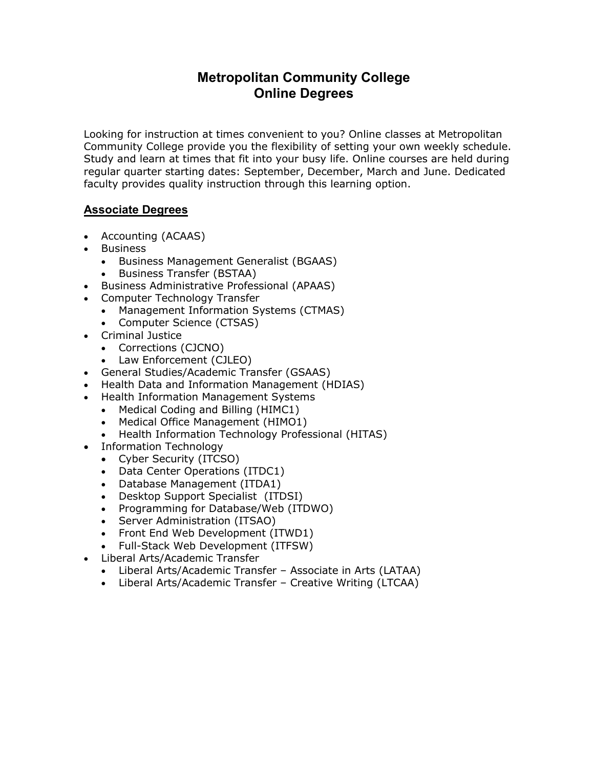# Metropolitan Community College
# Online Degrees

Looking for instruction at times convenient to you? Online classes at Metropolitan Community College provide you the flexibility of setting your own weekly schedule. Study and learn at times that fit into your busy life. Online courses are held during regular quarter starting dates: September, December, March and June. Dedicated faculty provides quality instruction through this learning option.

## Associate Degrees

- Accounting (ACAAS)
- Business
  - Business Management Generalist (BGAAS)
  - Business Transfer (BSTAA)
- Business Administrative Professional (APAAS)
- Computer Technology Transfer
  - Management Information Systems (CTMAS)
  - Computer Science (CTSAS)
- Criminal Justice
  - Corrections (CJCNO)
  - Law Enforcement (CJLEO)
- General Studies/Academic Transfer (GSAAS)
- Health Data and Information Management (HDIAS)
- Health Information Management Systems
  - Medical Coding and Billing (HIMC1)
  - Medical Office Management (HIMO1)
  - Health Information Technology Professional (HITAS)
- Information Technology
  - Cyber Security (ITCSO)
  - Data Center Operations (ITDC1)
  - Database Management (ITDA1)
  - Desktop Support Specialist (ITDSI)
  - Programming for Database/Web (ITDWO)
  - Server Administration (ITSAO)
  - Front End Web Development (ITWD1)
  - Full-Stack Web Development (ITFSW)
- Liberal Arts/Academic Transfer
  - Liberal Arts/Academic Transfer – Associate in Arts (LATAA)
  - Liberal Arts/Academic Transfer – Creative Writing (LTCAA)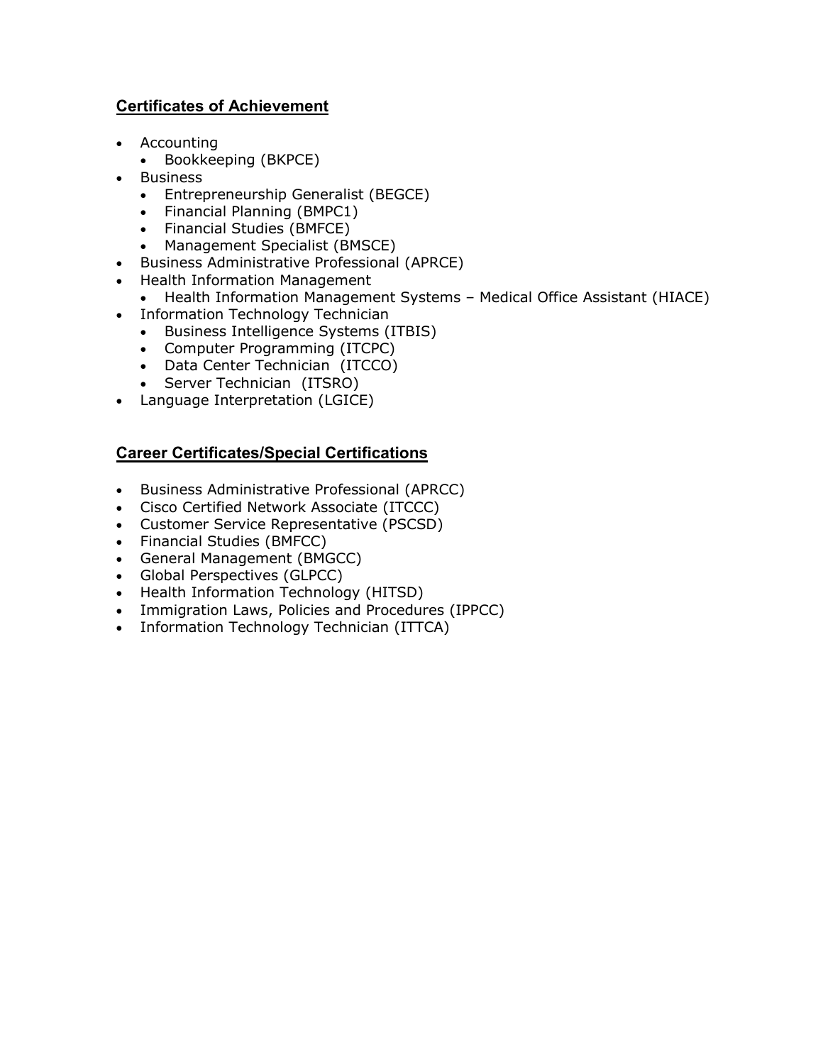## Certificates of Achievement

- Accounting
  - Bookkeeping (BKPCE)
- Business
  - Entrepreneurship Generalist (BEGCE)
  - Financial Planning (BMPC1)
  - Financial Studies (BMFCE)
  - Management Specialist (BMSCE)
- Business Administrative Professional (APRCE)
- Health Information Management
  - Health Information Management Systems – Medical Office Assistant (HIACE)
- Information Technology Technician
  - Business Intelligence Systems (ITBIS)
  - Computer Programming (ITCPC)
  - Data Center Technician (ITCCO)
  - Server Technician (ITSRO)
- Language Interpretation (LGICE)

## Career Certificates/Special Certifications

- Business Administrative Professional (APRCC)
- Cisco Certified Network Associate (ITCCC)
- Customer Service Representative (PSCSD)
- Financial Studies (BMFCC)
- General Management (BMGCC)
- Global Perspectives (GLPCC)
- Health Information Technology (HITSD)
- Immigration Laws, Policies and Procedures (IPPCC)
- Information Technology Technician (ITTCA)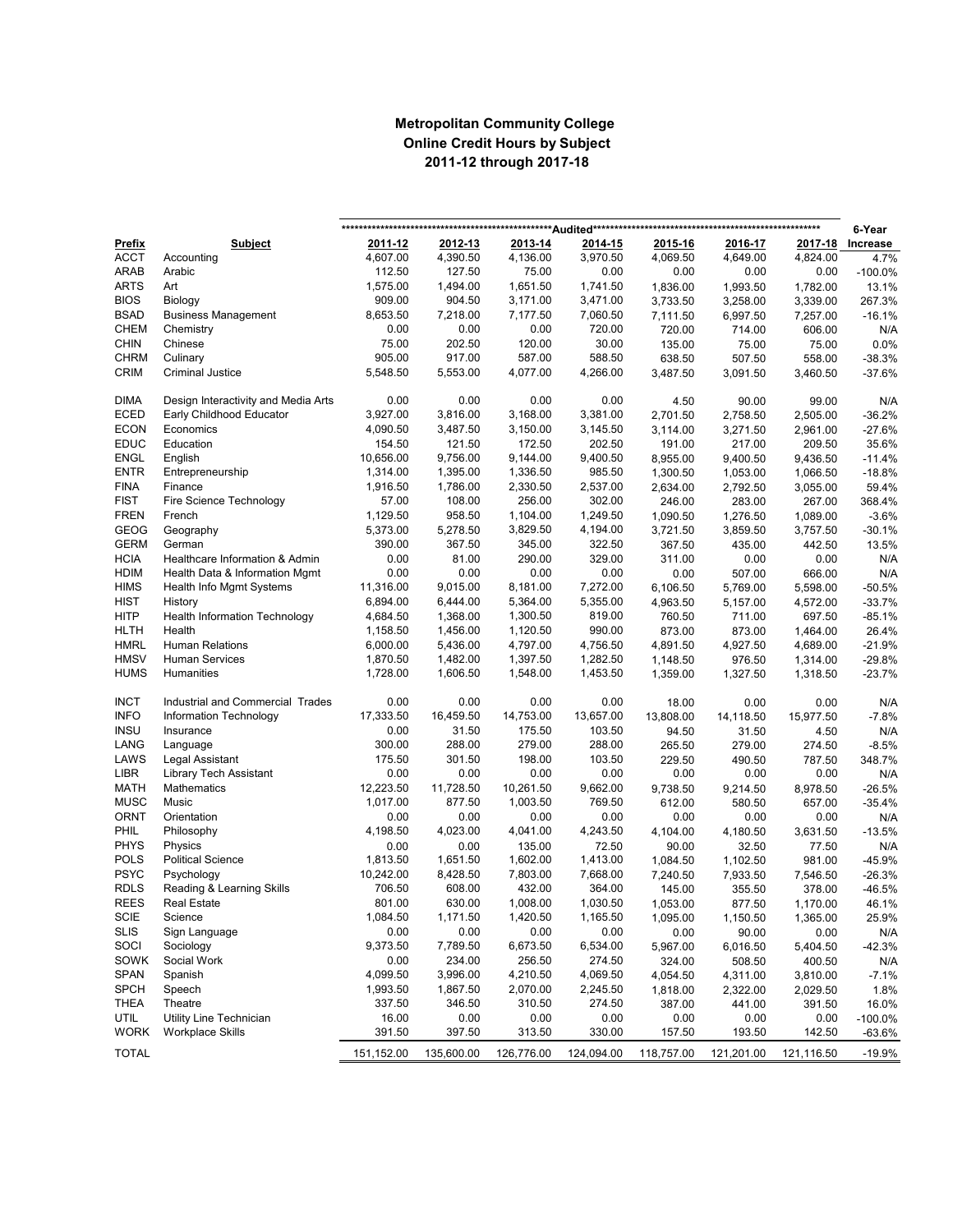**Metropolitan Community College**
**Online Credit Hours by Subject**
**2011-12 through 2017-18**

| | | ************Audited************ | | | | | | | 6-Year |
|---|---|---|---|---|---|---|---|---|---|
| **Prefix** | **Subject** | **2011-12** | **2012-13** | **2013-14** | **2014-15** | **2015-16** | **2016-17** | **2017-18** | **Increase** |
| ACCT | Accounting | 4,607.00 | 4,390.50 | 4,136.00 | 3,970.50 | 4,069.50 | 4,649.00 | 4,824.00 | 4.7% |
| ARAB | Arabic | 112.50 | 127.50 | 75.00 | 0.00 | 0.00 | 0.00 | 0.00 | -100.0% |
| ARTS | Art | 1,575.00 | 1,494.00 | 1,651.50 | 1,741.50 | 1,836.00 | 1,993.50 | 1,782.00 | 13.1% |
| BIOS | Biology | 909.00 | 904.50 | 3,171.00 | 3,471.00 | 3,733.50 | 3,258.00 | 3,339.00 | 267.3% |
| BSAD | Business Management | 8,653.50 | 7,218.00 | 7,177.50 | 7,060.50 | 7,111.50 | 6,997.50 | 7,257.00 | -16.1% |
| CHEM | Chemistry | 0.00 | 0.00 | 0.00 | 720.00 | 720.00 | 714.00 | 606.00 | N/A |
| CHIN | Chinese | 75.00 | 202.50 | 120.00 | 30.00 | 135.00 | 75.00 | 75.00 | 0.0% |
| CHRM | Culinary | 905.00 | 917.00 | 587.00 | 588.50 | 638.50 | 507.50 | 558.00 | -38.3% |
| CRIM | Criminal Justice | 5,548.50 | 5,553.00 | 4,077.00 | 4,266.00 | 3,487.50 | 3,091.50 | 3,460.50 | -37.6% |
| DIMA | Design Interactivity and Media Arts | 0.00 | 0.00 | 0.00 | 0.00 | 4.50 | 90.00 | 99.00 | N/A |
| ECED | Early Childhood Educator | 3,927.00 | 3,816.00 | 3,168.00 | 3,381.00 | 2,701.50 | 2,758.50 | 2,505.00 | -36.2% |
| ECON | Economics | 4,090.50 | 3,487.50 | 3,150.00 | 3,145.50 | 3,114.00 | 3,271.50 | 2,961.00 | -27.6% |
| EDUC | Education | 154.50 | 121.50 | 172.50 | 202.50 | 191.00 | 217.00 | 209.50 | 35.6% |
| ENGL | English | 10,656.00 | 9,756.00 | 9,144.00 | 9,400.50 | 8,955.00 | 9,400.50 | 9,436.50 | -11.4% |
| ENTR | Entrepreneurship | 1,314.00 | 1,395.00 | 1,336.50 | 985.50 | 1,300.50 | 1,053.00 | 1,066.50 | -18.8% |
| FINA | Finance | 1,916.50 | 1,786.00 | 2,330.50 | 2,537.00 | 2,634.00 | 2,792.50 | 3,055.00 | 59.4% |
| FIST | Fire Science Technology | 57.00 | 108.00 | 256.00 | 302.00 | 246.00 | 283.00 | 267.00 | 368.4% |
| FREN | French | 1,129.50 | 958.50 | 1,104.00 | 1,249.50 | 1,090.50 | 1,276.50 | 1,089.00 | -3.6% |
| GEOG | Geography | 5,373.00 | 5,278.50 | 3,829.50 | 4,194.00 | 3,721.50 | 3,859.50 | 3,757.50 | -30.1% |
| GERM | German | 390.00 | 367.50 | 345.00 | 322.50 | 367.50 | 435.00 | 442.50 | 13.5% |
| HCIA | Healthcare Information & Admin | 0.00 | 81.00 | 290.00 | 329.00 | 311.00 | 0.00 | 0.00 | N/A |
| HDIM | Health Data & Information Mgmt | 0.00 | 0.00 | 0.00 | 0.00 | 0.00 | 507.00 | 666.00 | N/A |
| HIMS | Health Info Mgmt Systems | 11,316.00 | 9,015.00 | 8,181.00 | 7,272.00 | 6,106.50 | 5,769.00 | 5,598.00 | -50.5% |
| HIST | History | 6,894.00 | 6,444.00 | 5,364.00 | 5,355.00 | 4,963.50 | 5,157.00 | 4,572.00 | -33.7% |
| HITP | Health Information Technology | 4,684.50 | 1,368.00 | 1,300.50 | 819.00 | 760.50 | 711.00 | 697.50 | -85.1% |
| HLTH | Health | 1,158.50 | 1,456.00 | 1,120.50 | 990.00 | 873.00 | 873.00 | 1,464.00 | 26.4% |
| HMRL | Human Relations | 6,000.00 | 5,436.00 | 4,797.00 | 4,756.50 | 4,891.50 | 4,927.50 | 4,689.00 | -21.9% |
| HMSV | Human Services | 1,870.50 | 1,482.00 | 1,397.50 | 1,282.50 | 1,148.50 | 976.50 | 1,314.00 | -29.8% |
| HUMS | Humanities | 1,728.00 | 1,606.50 | 1,548.00 | 1,453.50 | 1,359.00 | 1,327.50 | 1,318.50 | -23.7% |
| INCT | Industrial and Commercial Trades | 0.00 | 0.00 | 0.00 | 0.00 | 18.00 | 0.00 | 0.00 | N/A |
| INFO | Information Technology | 17,333.50 | 16,459.50 | 14,753.00 | 13,657.00 | 13,808.00 | 14,118.50 | 15,977.50 | -7.8% |
| INSU | Insurance | 0.00 | 31.50 | 175.50 | 103.50 | 94.50 | 31.50 | 4.50 | N/A |
| LANG | Language | 300.00 | 288.00 | 279.00 | 288.00 | 265.50 | 279.00 | 274.50 | -8.5% |
| LAWS | Legal Assistant | 175.50 | 301.50 | 198.00 | 103.50 | 229.50 | 490.50 | 787.50 | 348.7% |
| LIBR | Library Tech Assistant | 0.00 | 0.00 | 0.00 | 0.00 | 0.00 | 0.00 | 0.00 | N/A |
| MATH | Mathematics | 12,223.50 | 11,728.50 | 10,261.50 | 9,662.00 | 9,738.50 | 9,214.50 | 8,978.50 | -26.5% |
| MUSC | Music | 1,017.00 | 877.50 | 1,003.50 | 769.50 | 612.00 | 580.50 | 657.00 | -35.4% |
| ORNT | Orientation | 0.00 | 0.00 | 0.00 | 0.00 | 0.00 | 0.00 | 0.00 | N/A |
| PHIL | Philosophy | 4,198.50 | 4,023.00 | 4,041.00 | 4,243.50 | 4,104.00 | 4,180.50 | 3,631.50 | -13.5% |
| PHYS | Physics | 0.00 | 0.00 | 135.00 | 72.50 | 90.00 | 32.50 | 77.50 | N/A |
| POLS | Political Science | 1,813.50 | 1,651.50 | 1,602.00 | 1,413.00 | 1,084.50 | 1,102.50 | 981.00 | -45.9% |
| PSYC | Psychology | 10,242.00 | 8,428.50 | 7,803.00 | 7,668.00 | 7,240.50 | 7,933.50 | 7,546.50 | -26.3% |
| RDLS | Reading & Learning Skills | 706.50 | 608.00 | 432.00 | 364.00 | 145.00 | 355.50 | 378.00 | -46.5% |
| REES | Real Estate | 801.00 | 630.00 | 1,008.00 | 1,030.50 | 1,053.00 | 877.50 | 1,170.00 | 46.1% |
| SCIE | Science | 1,084.50 | 1,171.50 | 1,420.50 | 1,165.50 | 1,095.00 | 1,150.50 | 1,365.00 | 25.9% |
| SLIS | Sign Language | 0.00 | 0.00 | 0.00 | 0.00 | 0.00 | 90.00 | 0.00 | N/A |
| SOCI | Sociology | 9,373.50 | 7,789.50 | 6,673.50 | 6,534.00 | 5,967.00 | 6,016.50 | 5,404.50 | -42.3% |
| SOWK | Social Work | 0.00 | 234.00 | 256.50 | 274.50 | 324.00 | 508.50 | 400.50 | N/A |
| SPAN | Spanish | 4,099.50 | 3,996.00 | 4,210.50 | 4,069.50 | 4,054.50 | 4,311.00 | 3,810.00 | -7.1% |
| SPCH | Speech | 1,993.50 | 1,867.50 | 2,070.00 | 2,245.50 | 1,818.00 | 2,322.00 | 2,029.50 | 1.8% |
| THEA | Theatre | 337.50 | 346.50 | 310.50 | 274.50 | 387.00 | 441.00 | 391.50 | 16.0% |
| UTIL | Utility Line Technician | 16.00 | 0.00 | 0.00 | 0.00 | 0.00 | 0.00 | 0.00 | -100.0% |
| WORK | Workplace Skills | 391.50 | 397.50 | 313.50 | 330.00 | 157.50 | 193.50 | 142.50 | -63.6% |
| TOTAL | | 151,152.00 | 135,600.00 | 126,776.00 | 124,094.00 | 118,757.00 | 121,201.00 | 121,116.50 | -19.9% |